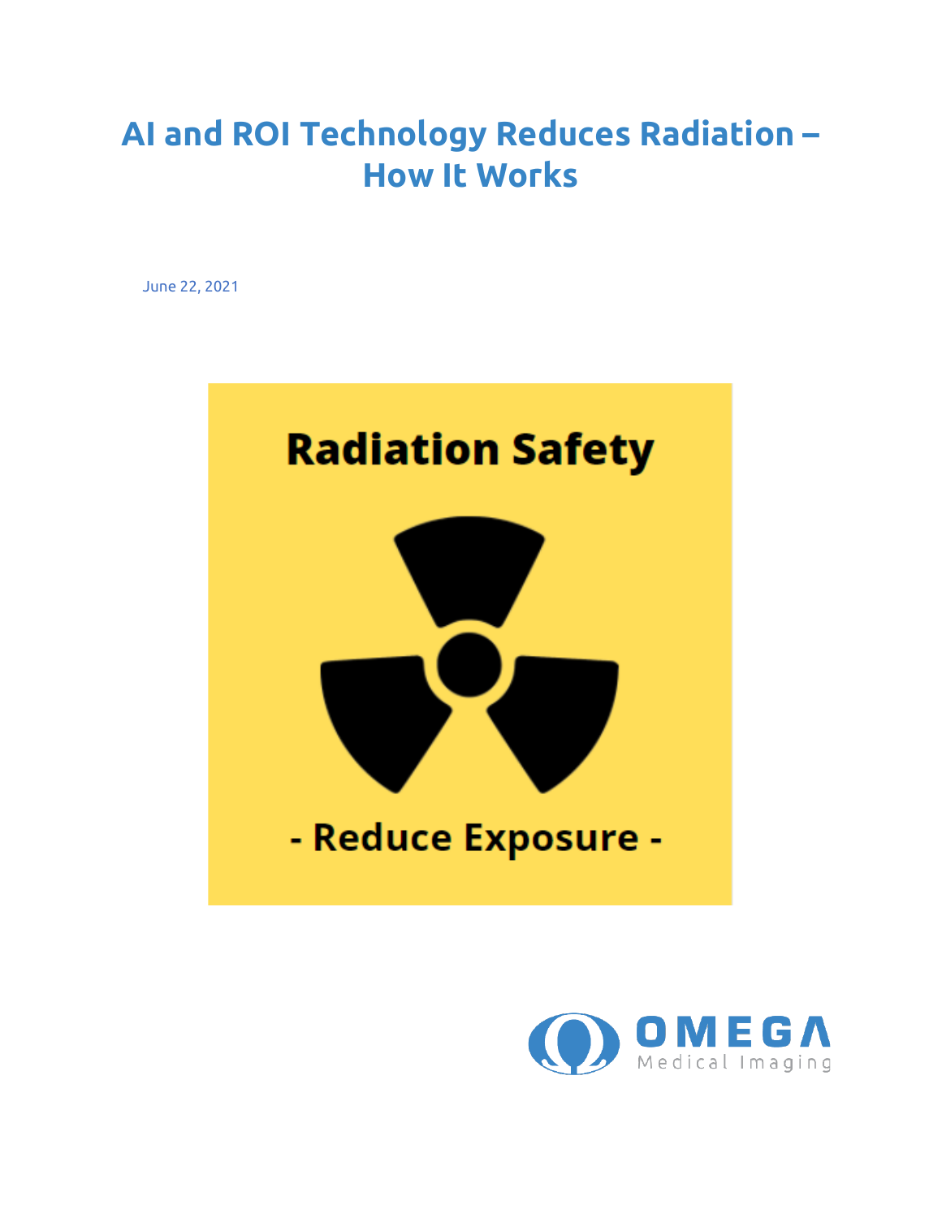# AI and ROI Technology Reduces Radiation – How It Works

June 22, 2021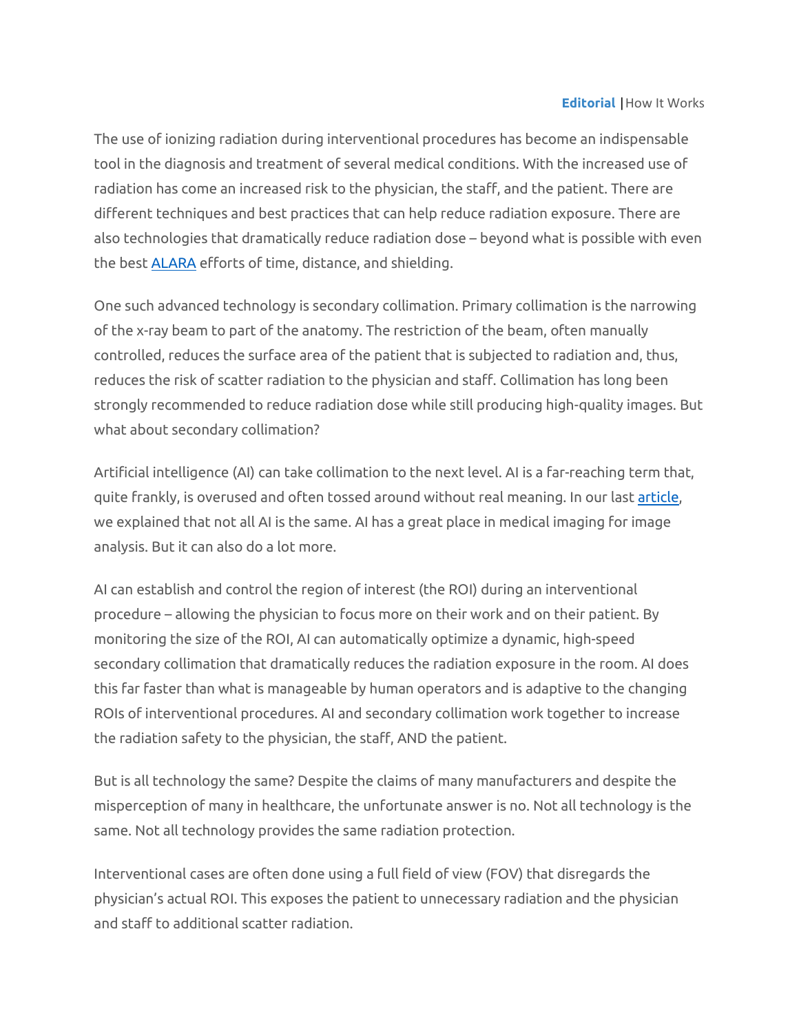**Editorial** | How It Works

The use of ionizing radiation during interventional procedures has become an indispensable tool in the diagnosis and treatment of several medical conditions. With the increased use of radiation has come an increased risk to the physician, the staff, and the patient. There are different techniques and best practices that can help reduce radiation exposure. There are also technologies that dramatically reduce radiation dose – beyond what is possible with even the best [ALARA](ALARA) efforts of time, distance, and shielding.

One such advanced technology is secondary collimation. Primary collimation is the narrowing of the x-ray beam to part of the anatomy. The restriction of the beam, often manually controlled, reduces the surface area of the patient that is subjected to radiation and, thus, reduces the risk of scatter radiation to the physician and staff. Collimation has long been strongly recommended to reduce radiation dose while still producing high-quality images. But what about secondary collimation?

Artificial intelligence (AI) can take collimation to the next level. AI is a far-reaching term that, quite frankly, is overused and often tossed around without real meaning. In our last [article](article), we explained that not all AI is the same. AI has a great place in medical imaging for image analysis. But it can also do a lot more.

AI can establish and control the region of interest (the ROI) during an interventional procedure – allowing the physician to focus more on their work and on their patient. By monitoring the size of the ROI, AI can automatically optimize a dynamic, high-speed secondary collimation that dramatically reduces the radiation exposure in the room. AI does this far faster than what is manageable by human operators and is adaptive to the changing ROIs of interventional procedures. AI and secondary collimation work together to increase the radiation safety to the physician, the staff, AND the patient.

But is all technology the same? Despite the claims of many manufacturers and despite the misperception of many in healthcare, the unfortunate answer is no. Not all technology is the same. Not all technology provides the same radiation protection.

Interventional cases are often done using a full field of view (FOV) that disregards the physician's actual ROI. This exposes the patient to unnecessary radiation and the physician and staff to additional scatter radiation.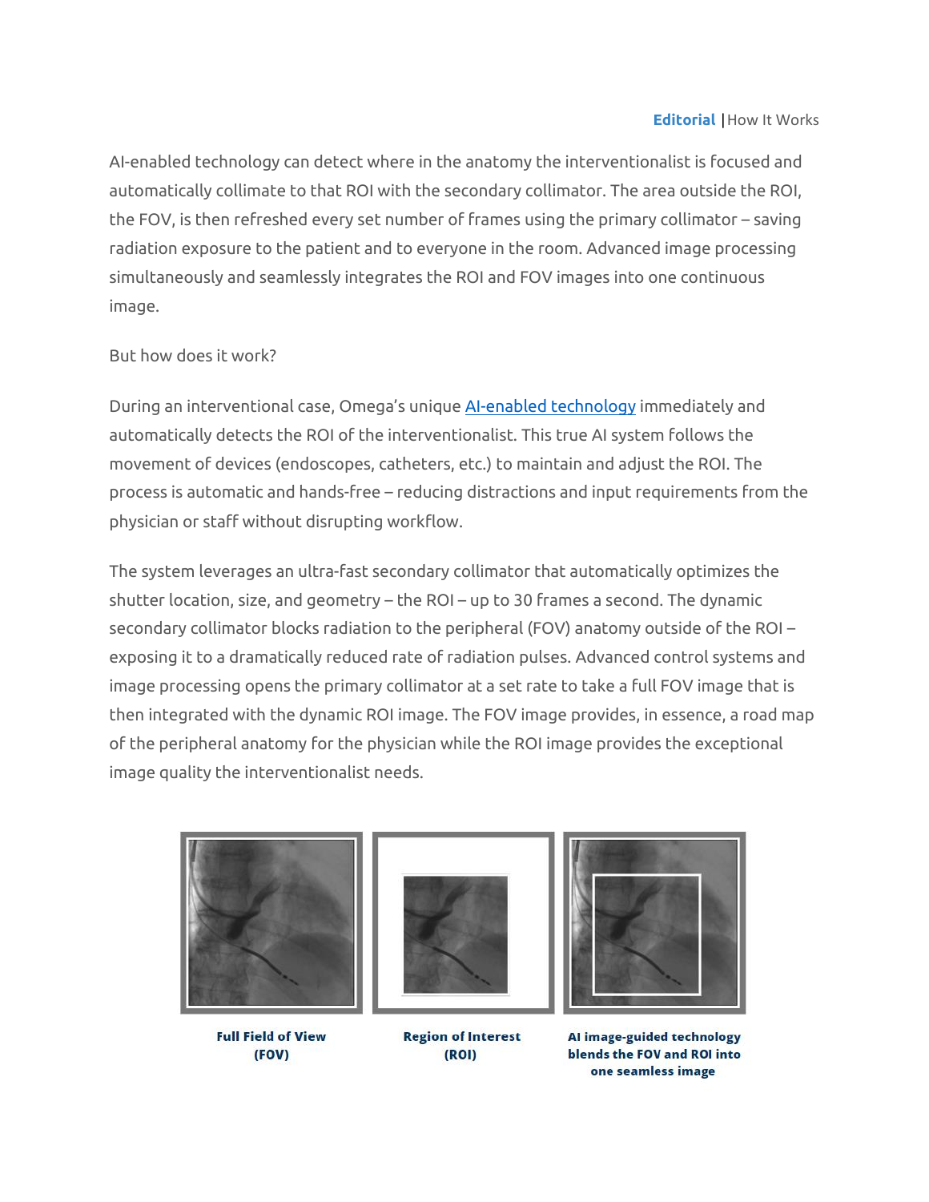AI-enabled technology can detect where in the anatomy the interventionalist is focused and automatically collimate to that ROI with the secondary collimator. The area outside the ROI, the FOV, is then refreshed every set number of frames using the primary collimator – saving radiation exposure to the patient and to everyone in the room. Advanced image processing simultaneously and seamlessly integrates the ROI and FOV images into one continuous image.

But how does it work?

During an interventional case, Omega's unique [AI-enabled technology](#) immediately and automatically detects the ROI of the interventionalist. This true AI system follows the movement of devices (endoscopes, catheters, etc.) to maintain and adjust the ROI. The process is automatic and hands-free – reducing distractions and input requirements from the physician or staff without disrupting workflow.

The system leverages an ultra-fast secondary collimator that automatically optimizes the shutter location, size, and geometry – the ROI – up to 30 frames a second. The dynamic secondary collimator blocks radiation to the peripheral (FOV) anatomy outside of the ROI – exposing it to a dramatically reduced rate of radiation pulses. Advanced control systems and image processing opens the primary collimator at a set rate to take a full FOV image that is then integrated with the dynamic ROI image. The FOV image provides, in essence, a road map of the peripheral anatomy for the physician while the ROI image provides the exceptional image quality the interventionalist needs.

**Full Field of View (FOV)**

**Region of Interest (ROI)**

**AI image-guided technology blends the FOV and ROI into one seamless image**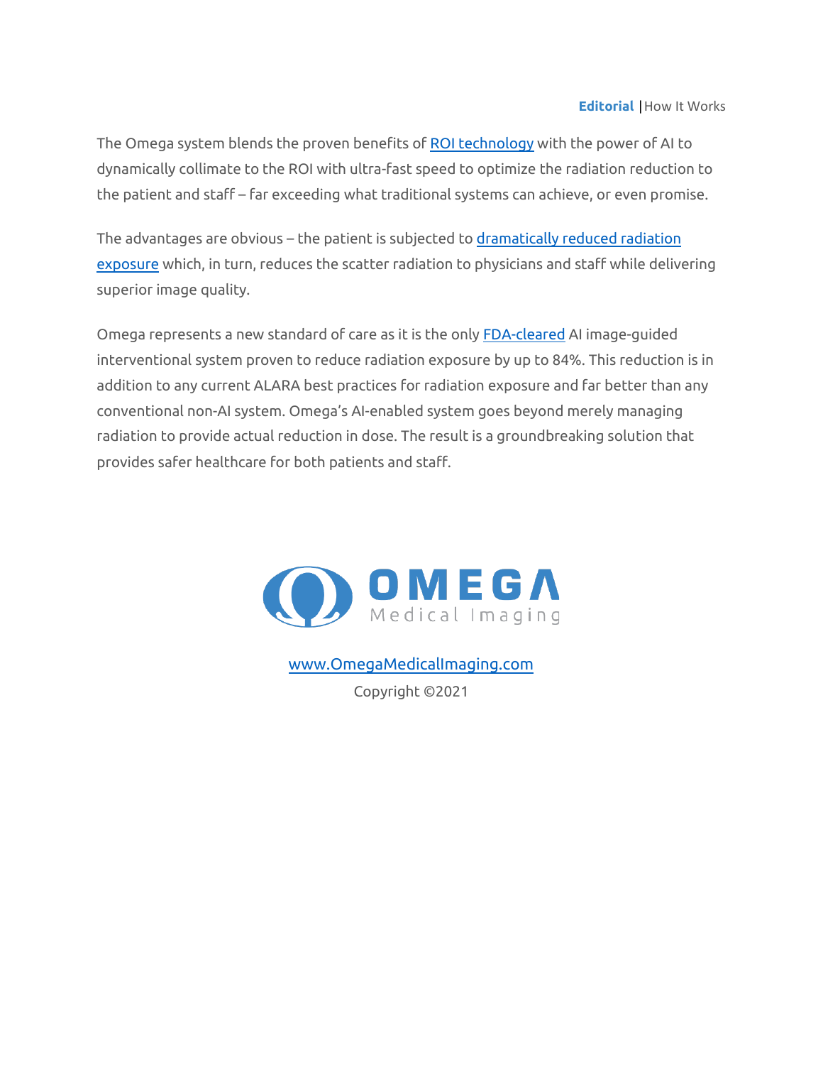The Omega system blends the proven benefits of [ROI technology] with the power of AI to dynamically collimate to the ROI with ultra-fast speed to optimize the radiation reduction to the patient and staff – far exceeding what traditional systems can achieve, or even promise.

The advantages are obvious – the patient is subjected to [dramatically reduced radiation exposure] which, in turn, reduces the scatter radiation to physicians and staff while delivering superior image quality.

Omega represents a new standard of care as it is the only [FDA-cleared] AI image-guided interventional system proven to reduce radiation exposure by up to 84%. This reduction is in addition to any current ALARA best practices for radiation exposure and far better than any conventional non-AI system. Omega's AI-enabled system goes beyond merely managing radiation to provide actual reduction in dose. The result is a groundbreaking solution that provides safer healthcare for both patients and staff.

OMEGA Medical Imaging

www.OmegaMedicalImaging.com

Copyright ©2021